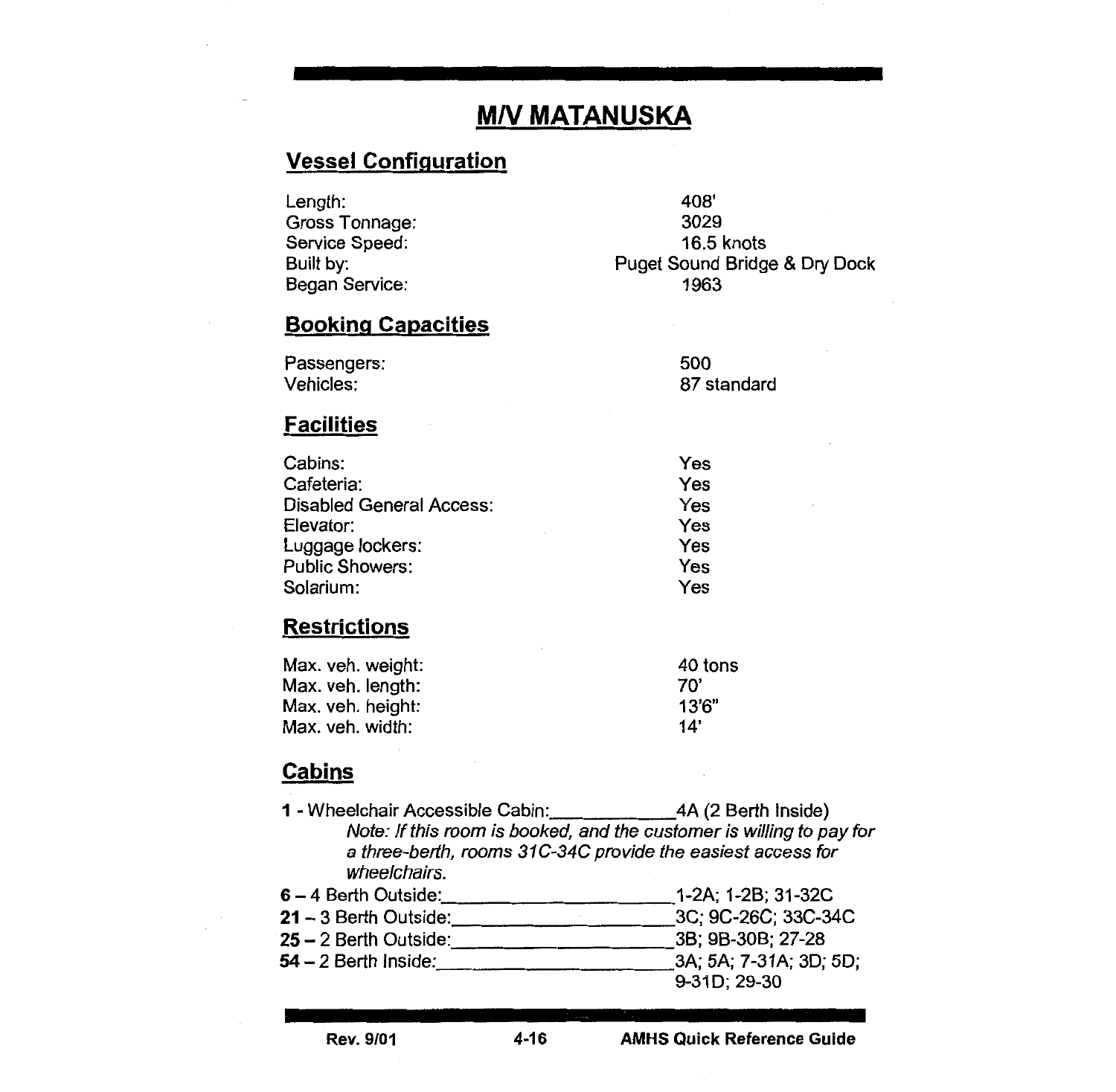# M/V MATANUSKA

## Vessel Configuration

| | |
|---|---|
| Length: | 408' |
| Gross Tonnage: | 3029 |
| Service Speed: | 16.5 knots |
| Built by: | Puget Sound Bridge & Dry Dock |
| Began Service: | 1963 |

## Booking Capacities

| | |
|---|---|
| Passengers: | 500 |
| Vehicles: | 87 standard |

## Facilities

| | |
|---|---|
| Cabins: | Yes |
| Cafeteria: | Yes |
| Disabled General Access: | Yes |
| Elevator: | Yes |
| Luggage lockers: | Yes |
| Public Showers: | Yes |
| Solarium: | Yes |

## Restrictions

| | |
|---|---|
| Max. veh. weight: | 40 tons |
| Max. veh. length: | 70' |
| Max. veh. height: | 13'6" |
| Max. veh. width: | 14' |

## Cabins

**1** - Wheelchair Accessible Cabin: 4A (2 Berth Inside)

*Note: If this room is booked, and the customer is willing to pay for a three-berth, rooms 31C-34C provide the easiest access for wheelchairs.*

| | |
|---|---|
| **6** – 4 Berth Outside: | 1-2A; 1-2B; 31-32C |
| **21** – 3 Berth Outside: | 3C; 9C-26C; 33C-34C |
| **25** – 2 Berth Outside: | 3B; 9B-30B; 27-28 |
| **54** – 2 Berth Inside: | 3A; 5A; 7-31A; 3D; 5D; 9-31D; 29-30 |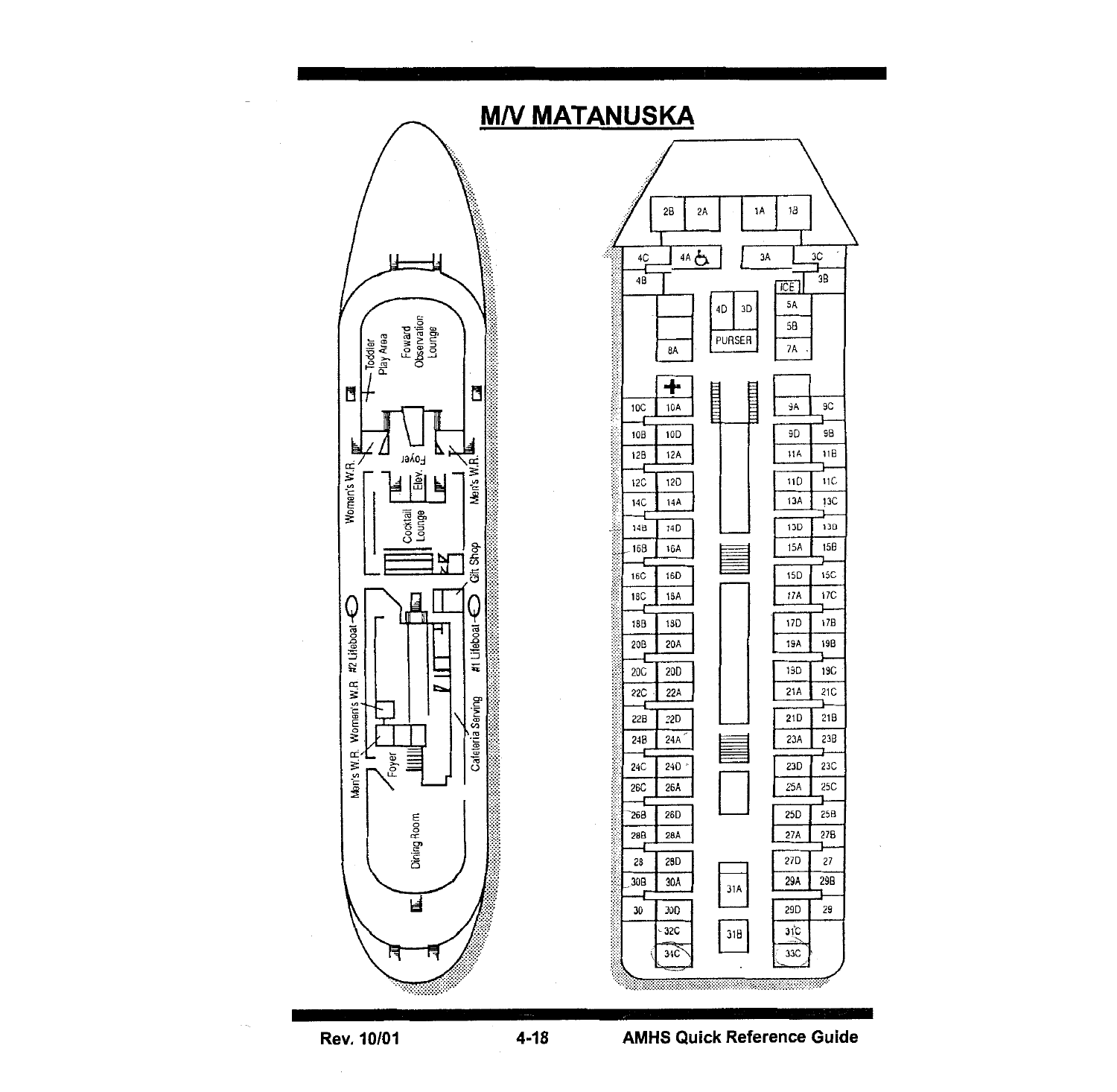# M/V MATANUSKA

Toddler Play Area

Foward Observation Lounge

Foyer

Women's W.R.

Men's W.R.

Elev.

Cocktail Lounge

Gift Shop

#2 Lifeboat

#1 Lifeboat

Women's W.R.

Men's W.R.

Foyer

Cafeteria Serving

Dining Room

2B 2A 1A 1B

4C 4A 3A 3C

4B 3B

ICE

4D 3D

PURSER

5A

5B

8A 7A

10C 10A 9A 9C

10B 10D 9D 9B

12B 12A 11A 11B

12C 12D 11D 11C

14C 14A 13A 13C

14B 14D 13D 13B

16B 16A 15A 15B

16C 16D 15D 15C

18C 18A 17A 17C

18B 18D 17D 17B

20B 20A 19A 19B

20C 20D 19D 19C

22C 22A 21A 21C

22B 22D 21D 21B

24B 24A 23A 23B

24C 24D 23D 23C

26C 26A 25A 25C

26B 26D 25D 25B

28B 28A 27A 27B

28 28D 27D 27

30B 30A 31A 29A 29B

30 30D 29D 29

32C 31B 31C

34C 33C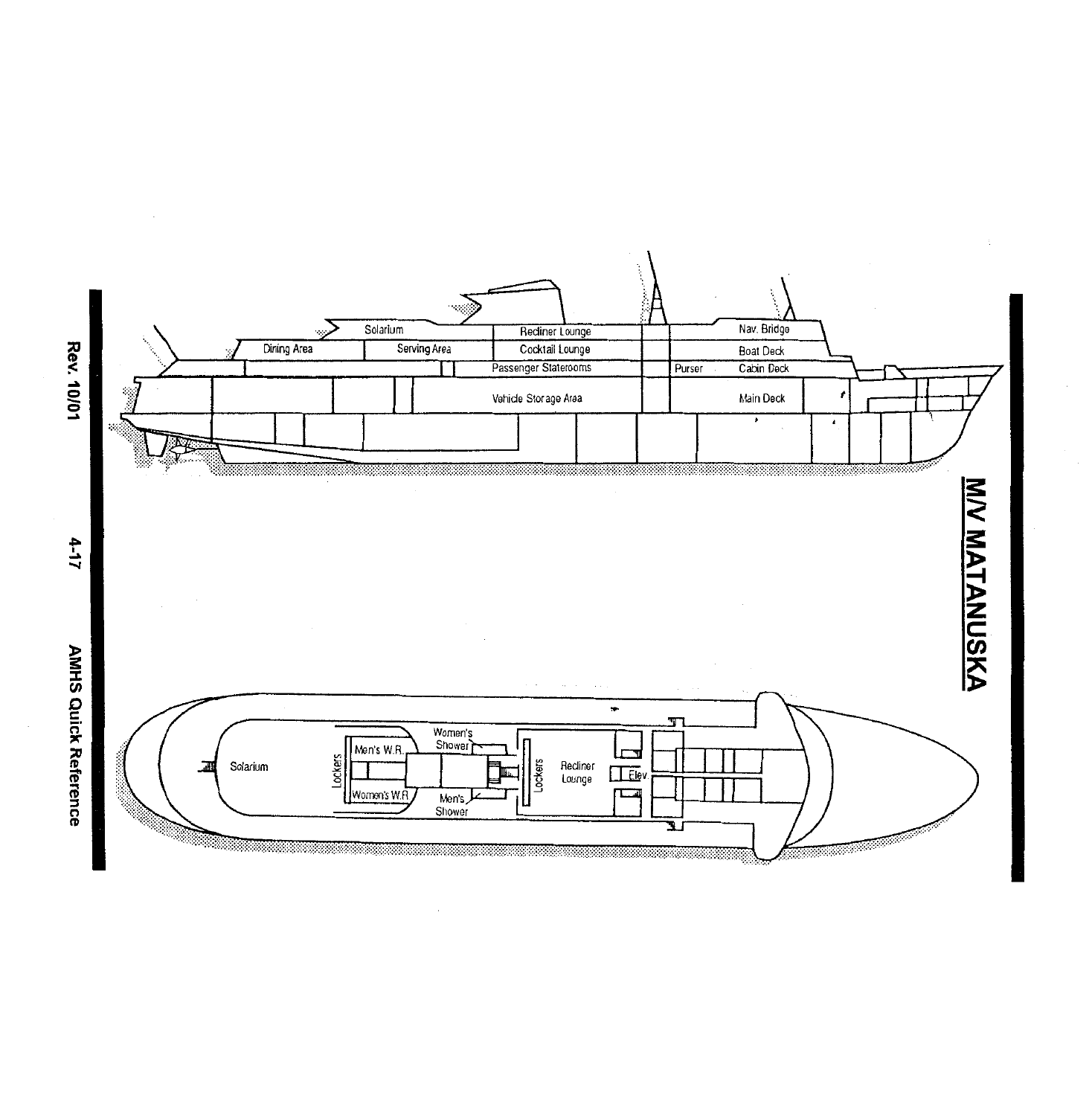# M/V MATANUSKA

Solarium

Recliner Lounge

Nav. Bridge

Dining Area

Serving Area

Cocktail Lounge

Boat Deck

Passenger Staterooms

Purser

Cabin Deck

Vehicle Storage Area

Main Deck

Solarium

Lockers

Men's W.R.

Women's W.R.

Women's Shower

Men's Shower

Lockers

Recliner Lounge

Elev.